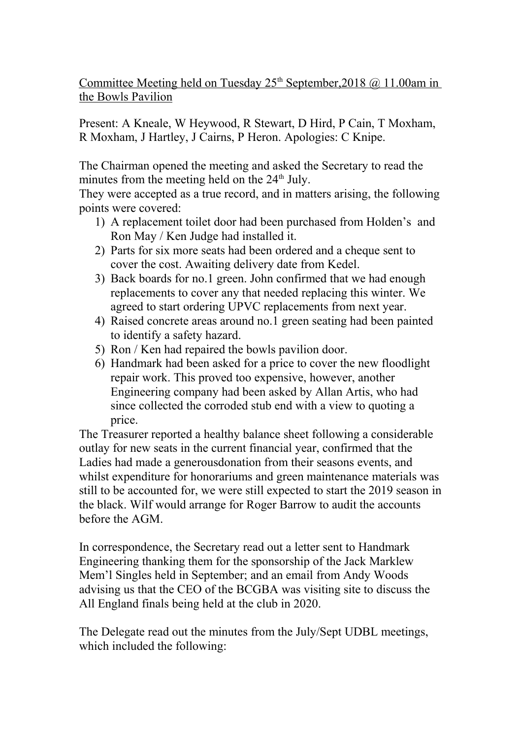Committee Meeting held on Tuesday 25th September,2018 @ 11.00am in the Bowls Pavilion

Present: A Kneale, W Heywood, R Stewart, D Hird, P Cain, T Moxham, R Moxham, J Hartley, J Cairns, P Heron. Apologies: C Knipe.

The Chairman opened the meeting and asked the Secretary to read the minutes from the meeting held on the 24th July.
They were accepted as a true record, and in matters arising, the following points were covered:

1) A replacement toilet door had been purchased from Holden's and Ron May / Ken Judge had installed it.
2) Parts for six more seats had been ordered and a cheque sent to cover the cost. Awaiting delivery date from Kedel.
3) Back boards for no.1 green. John confirmed that we had enough replacements to cover any that needed replacing this winter. We agreed to start ordering UPVC replacements from next year.
4) Raised concrete areas around no.1 green seating had been painted to identify a safety hazard.
5) Ron / Ken had repaired the bowls pavilion door.
6) Handmark had been asked for a price to cover the new floodlight repair work. This proved too expensive, however, another Engineering company had been asked by Allan Artis, who had since collected the corroded stub end with a view to quoting a price.

The Treasurer reported a healthy balance sheet following a considerable outlay for new seats in the current financial year, confirmed that the Ladies had made a generousdonation from their seasons events, and whilst expenditure for honorariums and green maintenance materials was still to be accounted for, we were still expected to start the 2019 season in the black. Wilf would arrange for Roger Barrow to audit the accounts before the AGM.

In correspondence, the Secretary read out a letter sent to Handmark Engineering thanking them for the sponsorship of the Jack Marklew Mem'l Singles held in September; and an email from Andy Woods advising us that the CEO of the BCGBA was visiting site to discuss the All England finals being held at the club in 2020.

The Delegate read out the minutes from the July/Sept UDBL meetings, which included the following: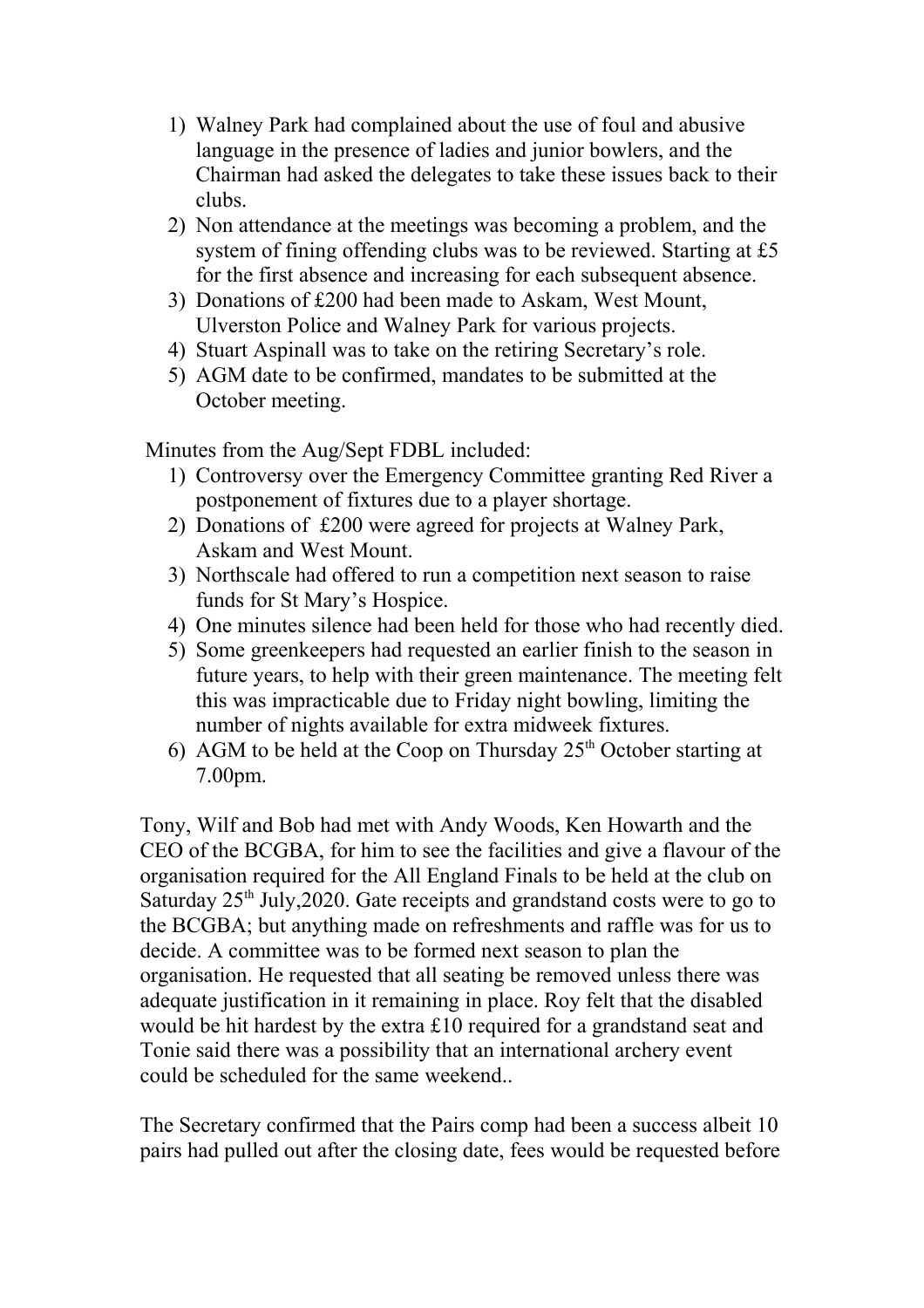1) Walney Park had complained about the use of foul and abusive language in the presence of ladies and junior bowlers, and the Chairman had asked the delegates to take these issues back to their clubs.
2) Non attendance at the meetings was becoming a problem, and the system of fining offending clubs was to be reviewed. Starting at £5 for the first absence and increasing for each subsequent absence.
3) Donations of £200 had been made to Askam, West Mount, Ulverston Police and Walney Park for various projects.
4) Stuart Aspinall was to take on the retiring Secretary's role.
5) AGM date to be confirmed, mandates to be submitted at the October meeting.

Minutes from the Aug/Sept FDBL included:

1) Controversy over the Emergency Committee granting Red River a postponement of fixtures due to a player shortage.
2) Donations of £200 were agreed for projects at Walney Park, Askam and West Mount.
3) Northscale had offered to run a competition next season to raise funds for St Mary's Hospice.
4) One minutes silence had been held for those who had recently died.
5) Some greenkeepers had requested an earlier finish to the season in future years, to help with their green maintenance. The meeting felt this was impracticable due to Friday night bowling, limiting the number of nights available for extra midweek fixtures.
6) AGM to be held at the Coop on Thursday 25th October starting at 7.00pm.

Tony, Wilf and Bob had met with Andy Woods, Ken Howarth and the CEO of the BCGBA, for him to see the facilities and give a flavour of the organisation required for the All England Finals to be held at the club on Saturday 25th July,2020. Gate receipts and grandstand costs were to go to the BCGBA; but anything made on refreshments and raffle was for us to decide. A committee was to be formed next season to plan the organisation. He requested that all seating be removed unless there was adequate justification in it remaining in place. Roy felt that the disabled would be hit hardest by the extra £10 required for a grandstand seat and Tonie said there was a possibility that an international archery event could be scheduled for the same weekend..

The Secretary confirmed that the Pairs comp had been a success albeit 10 pairs had pulled out after the closing date, fees would be requested before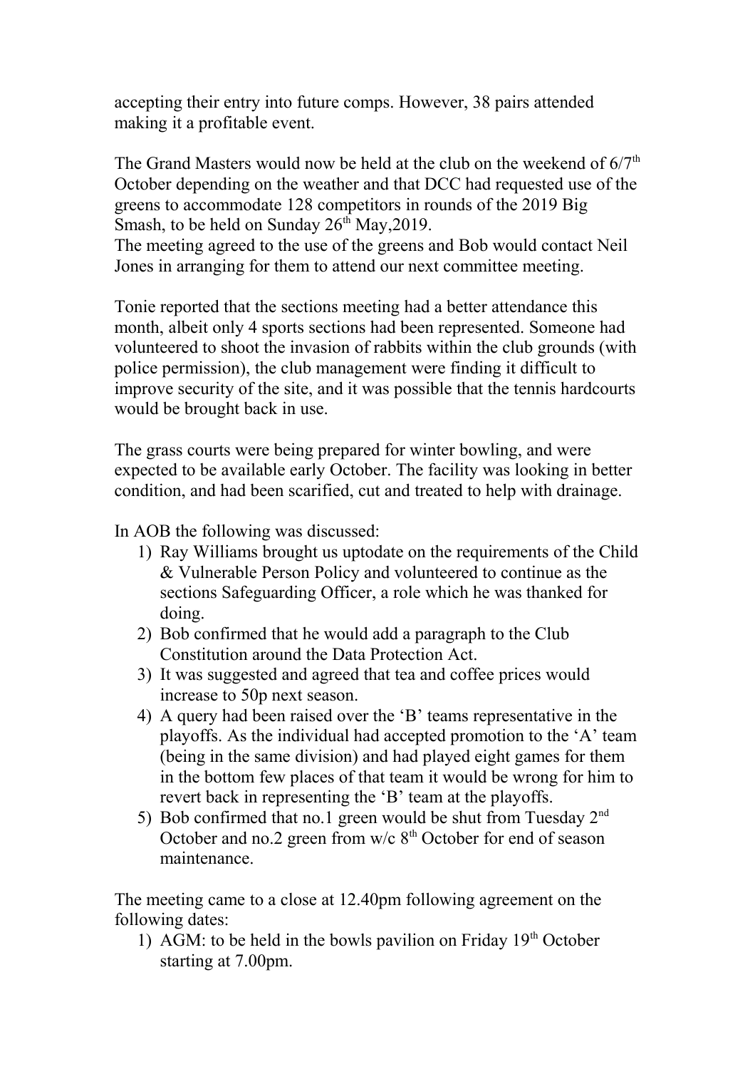accepting their entry into future comps. However, 38 pairs attended making it a profitable event.

The Grand Masters would now be held at the club on the weekend of 6/7th October depending on the weather and that DCC had requested use of the greens to accommodate 128 competitors in rounds of the 2019 Big Smash, to be held on Sunday 26th May,2019.
The meeting agreed to the use of the greens and Bob would contact Neil Jones in arranging for them to attend our next committee meeting.

Tonie reported that the sections meeting had a better attendance this month, albeit only 4 sports sections had been represented. Someone had volunteered to shoot the invasion of rabbits within the club grounds (with police permission), the club management were finding it difficult to improve security of the site, and it was possible that the tennis hardcourts would be brought back in use.

The grass courts were being prepared for winter bowling, and were expected to be available early October. The facility was looking in better condition, and had been scarified, cut and treated to help with drainage.

In AOB the following was discussed:

1) Ray Williams brought us uptodate on the requirements of the Child & Vulnerable Person Policy and volunteered to continue as the sections Safeguarding Officer, a role which he was thanked for doing.
2) Bob confirmed that he would add a paragraph to the Club Constitution around the Data Protection Act.
3) It was suggested and agreed that tea and coffee prices would increase to 50p next season.
4) A query had been raised over the 'B' teams representative in the playoffs. As the individual had accepted promotion to the 'A' team (being in the same division) and had played eight games for them in the bottom few places of that team it would be wrong for him to revert back in representing the 'B' team at the playoffs.
5) Bob confirmed that no.1 green would be shut from Tuesday 2nd October and no.2 green from w/c 8th October for end of season maintenance.

The meeting came to a close at 12.40pm following agreement on the following dates:

1) AGM: to be held in the bowls pavilion on Friday 19th October starting at 7.00pm.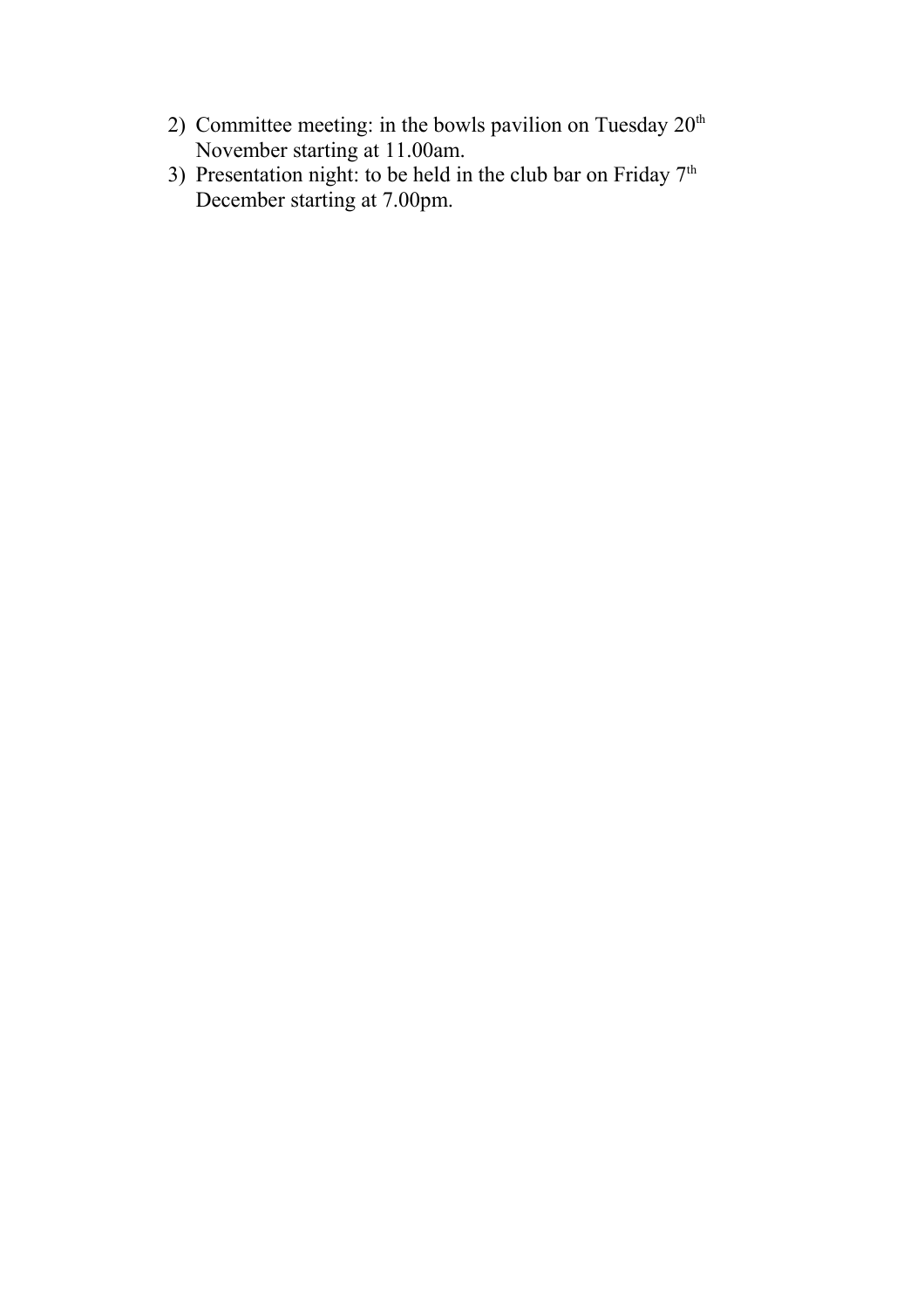2) Committee meeting: in the bowls pavilion on Tuesday 20th November starting at 11.00am.
3) Presentation night: to be held in the club bar on Friday 7th December starting at 7.00pm.